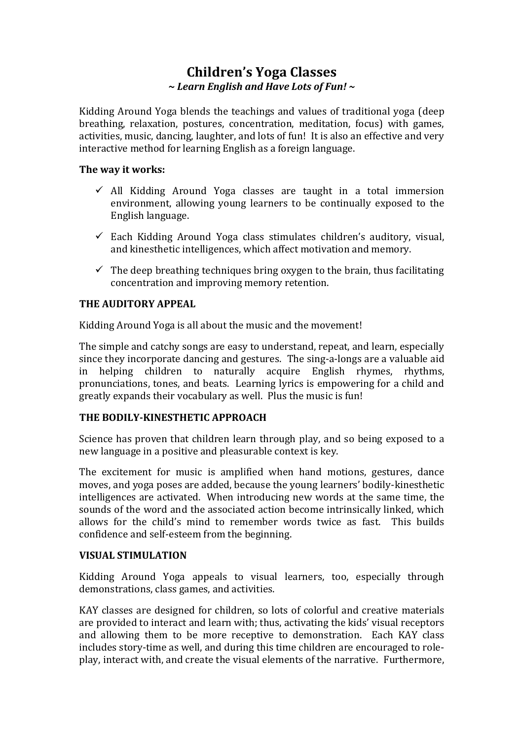# Children's Yoga Classes

*~ Learn English and Have Lots of Fun! ~*

Kidding Around Yoga blends the teachings and values of traditional yoga (deep breathing, relaxation, postures, concentration, meditation, focus) with games, activities, music, dancing, laughter, and lots of fun! It is also an effective and very interactive method for learning English as a foreign language.

**The way it works:**

- ✓ All Kidding Around Yoga classes are taught in a total immersion environment, allowing young learners to be continually exposed to the English language.
- ✓ Each Kidding Around Yoga class stimulates children's auditory, visual, and kinesthetic intelligences, which affect motivation and memory.
- ✓ The deep breathing techniques bring oxygen to the brain, thus facilitating concentration and improving memory retention.

**THE AUDITORY APPEAL**

Kidding Around Yoga is all about the music and the movement!

The simple and catchy songs are easy to understand, repeat, and learn, especially since they incorporate dancing and gestures. The sing-a-longs are a valuable aid in helping children to naturally acquire English rhymes, rhythms, pronunciations, tones, and beats. Learning lyrics is empowering for a child and greatly expands their vocabulary as well. Plus the music is fun!

**THE BODILY-KINESTHETIC APPROACH**

Science has proven that children learn through play, and so being exposed to a new language in a positive and pleasurable context is key.

The excitement for music is amplified when hand motions, gestures, dance moves, and yoga poses are added, because the young learners' bodily-kinesthetic intelligences are activated. When introducing new words at the same time, the sounds of the word and the associated action become intrinsically linked, which allows for the child's mind to remember words twice as fast. This builds confidence and self-esteem from the beginning.

**VISUAL STIMULATION**

Kidding Around Yoga appeals to visual learners, too, especially through demonstrations, class games, and activities.

KAY classes are designed for children, so lots of colorful and creative materials are provided to interact and learn with; thus, activating the kids' visual receptors and allowing them to be more receptive to demonstration. Each KAY class includes story-time as well, and during this time children are encouraged to role-play, interact with, and create the visual elements of the narrative. Furthermore,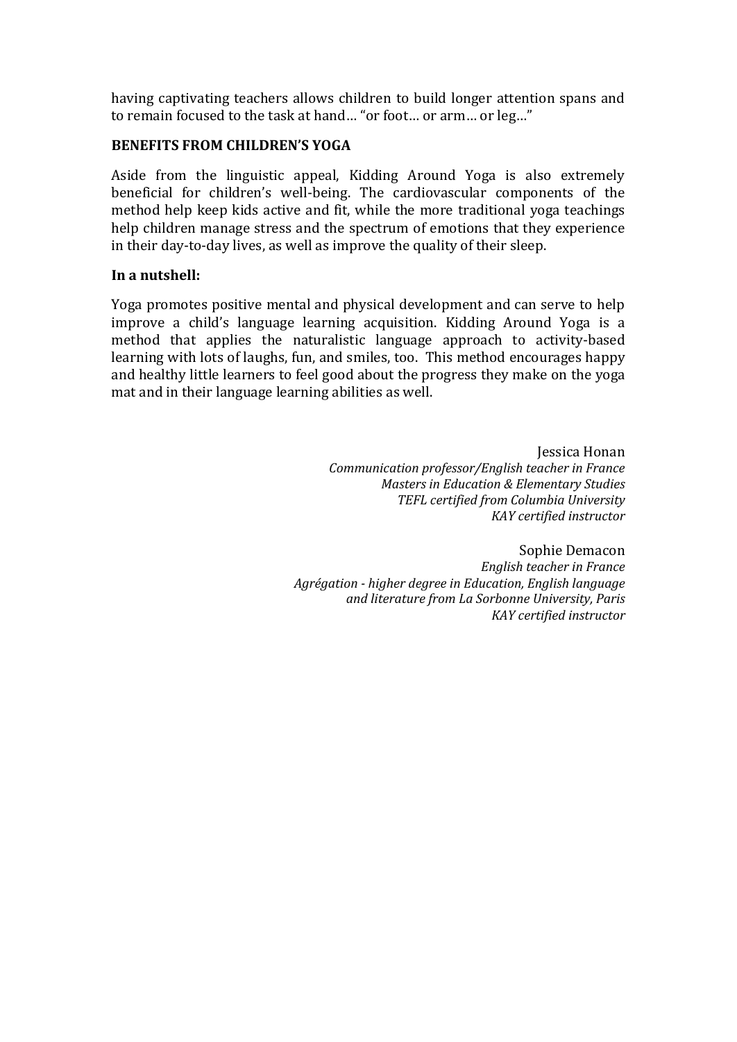having captivating teachers allows children to build longer attention spans and to remain focused to the task at hand… "or foot… or arm… or leg…"

**BENEFITS FROM CHILDREN'S YOGA**

Aside from the linguistic appeal, Kidding Around Yoga is also extremely beneficial for children's well-being. The cardiovascular components of the method help keep kids active and fit, while the more traditional yoga teachings help children manage stress and the spectrum of emotions that they experience in their day-to-day lives, as well as improve the quality of their sleep.

**In a nutshell:**

Yoga promotes positive mental and physical development and can serve to help improve a child's language learning acquisition. Kidding Around Yoga is a method that applies the naturalistic language approach to activity-based learning with lots of laughs, fun, and smiles, too. This method encourages happy and healthy little learners to feel good about the progress they make on the yoga mat and in their language learning abilities as well.

Jessica Honan
*Communication professor/English teacher in France*
*Masters in Education & Elementary Studies*
*TEFL certified from Columbia University*
*KAY certified instructor*

Sophie Demacon
*English teacher in France*
*Agrégation - higher degree in Education, English language and literature from La Sorbonne University, Paris*
*KAY certified instructor*